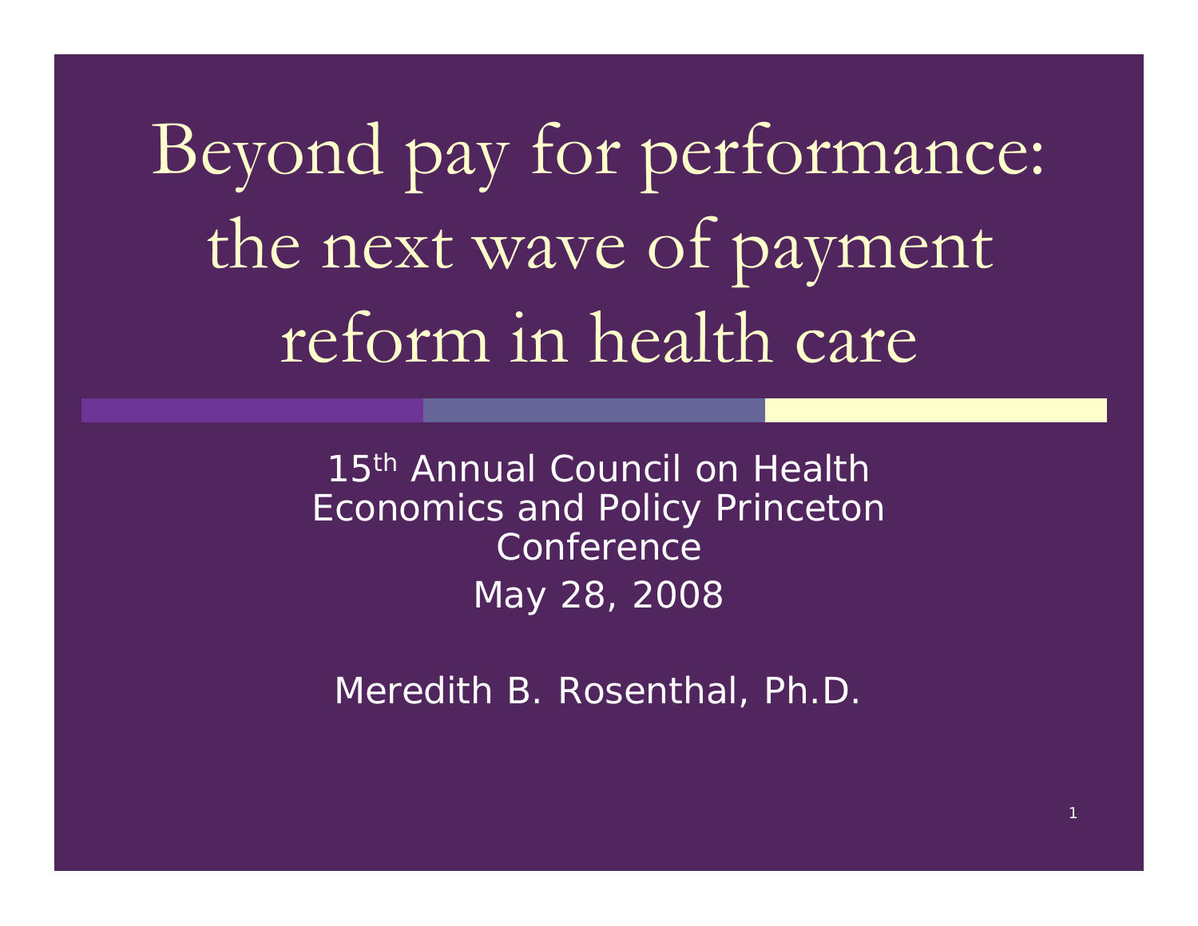# Beyond pay for performance: the next wave of payment reform in health care

15th Annual Council on Health Economics and Policy Princeton Conference

May 28, 2008

Meredith B. Rosenthal, Ph.D.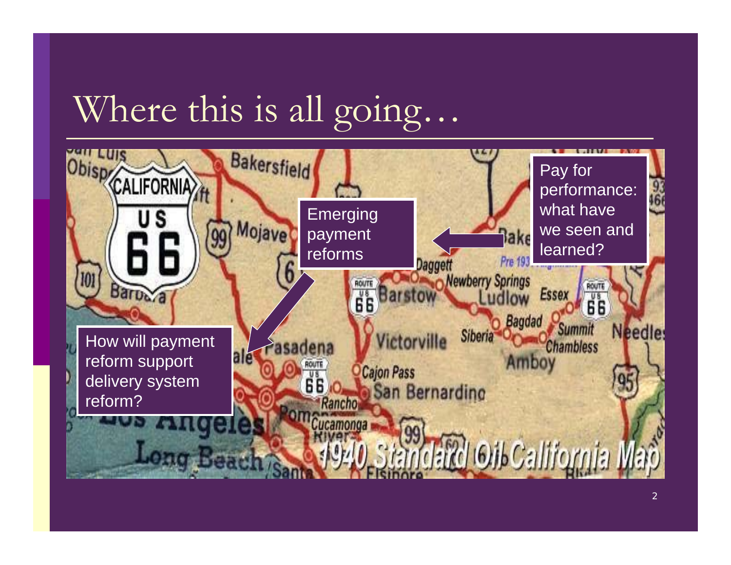# Where this is all going…

Pay for performance: what have we seen and learned?

Emerging payment reforms

How will payment reform support delivery system reform?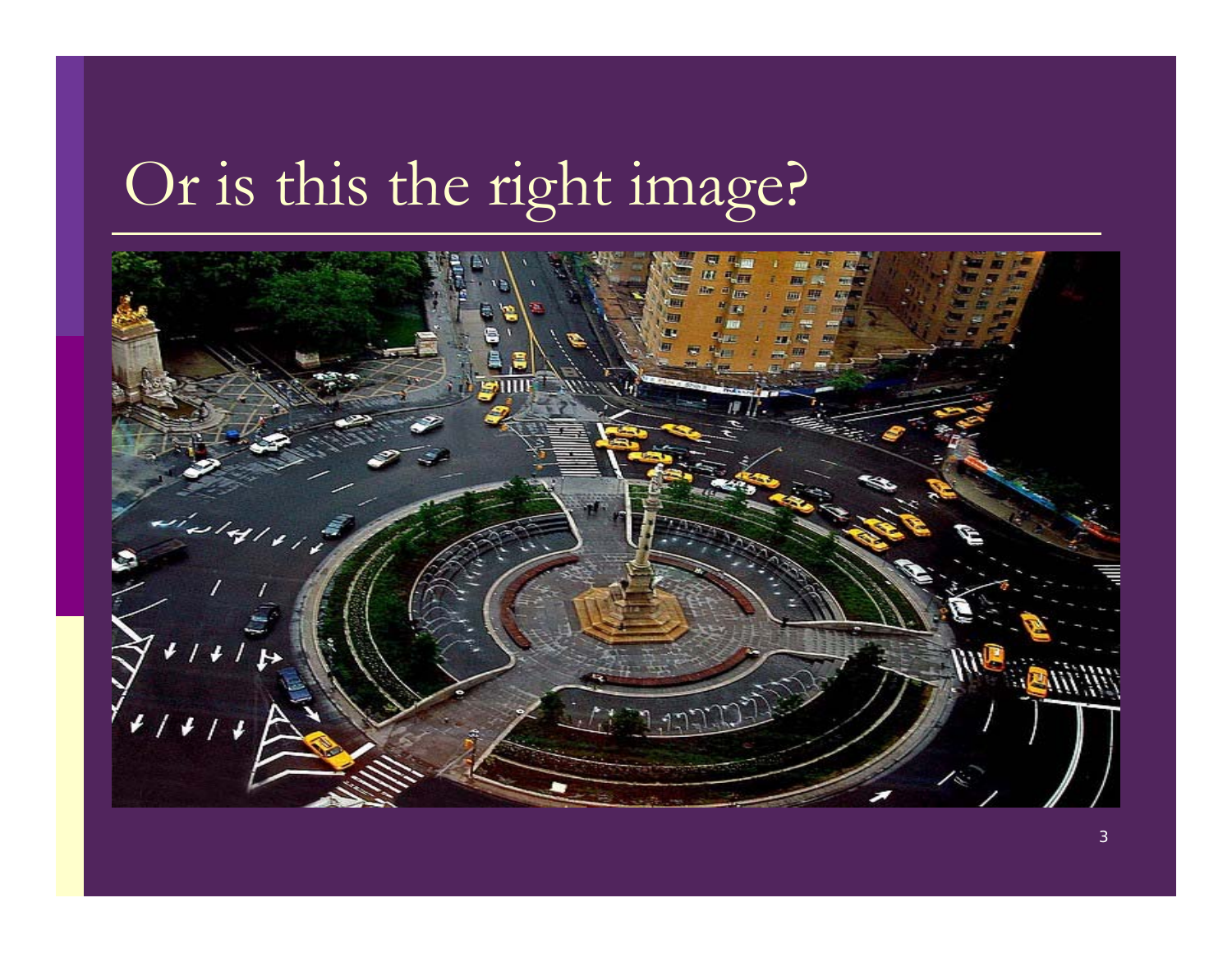# Or is this the right image?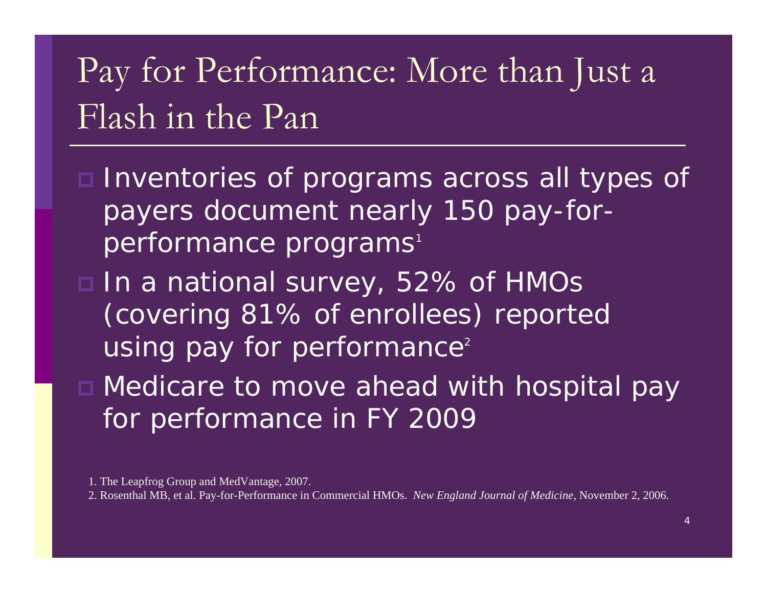# Pay for Performance: More than Just a Flash in the Pan

- Inventories of programs across all types of payers document nearly 150 pay-for-performance programs[1]
- In a national survey, 52% of HMOs (covering 81% of enrollees) reported using pay for performance[2]
- Medicare to move ahead with hospital pay for performance in FY 2009

1. The Leapfrog Group and MedVantage, 2007.
2. Rosenthal MB, et al. Pay-for-Performance in Commercial HMOs. *New England Journal of Medicine*, November 2, 2006.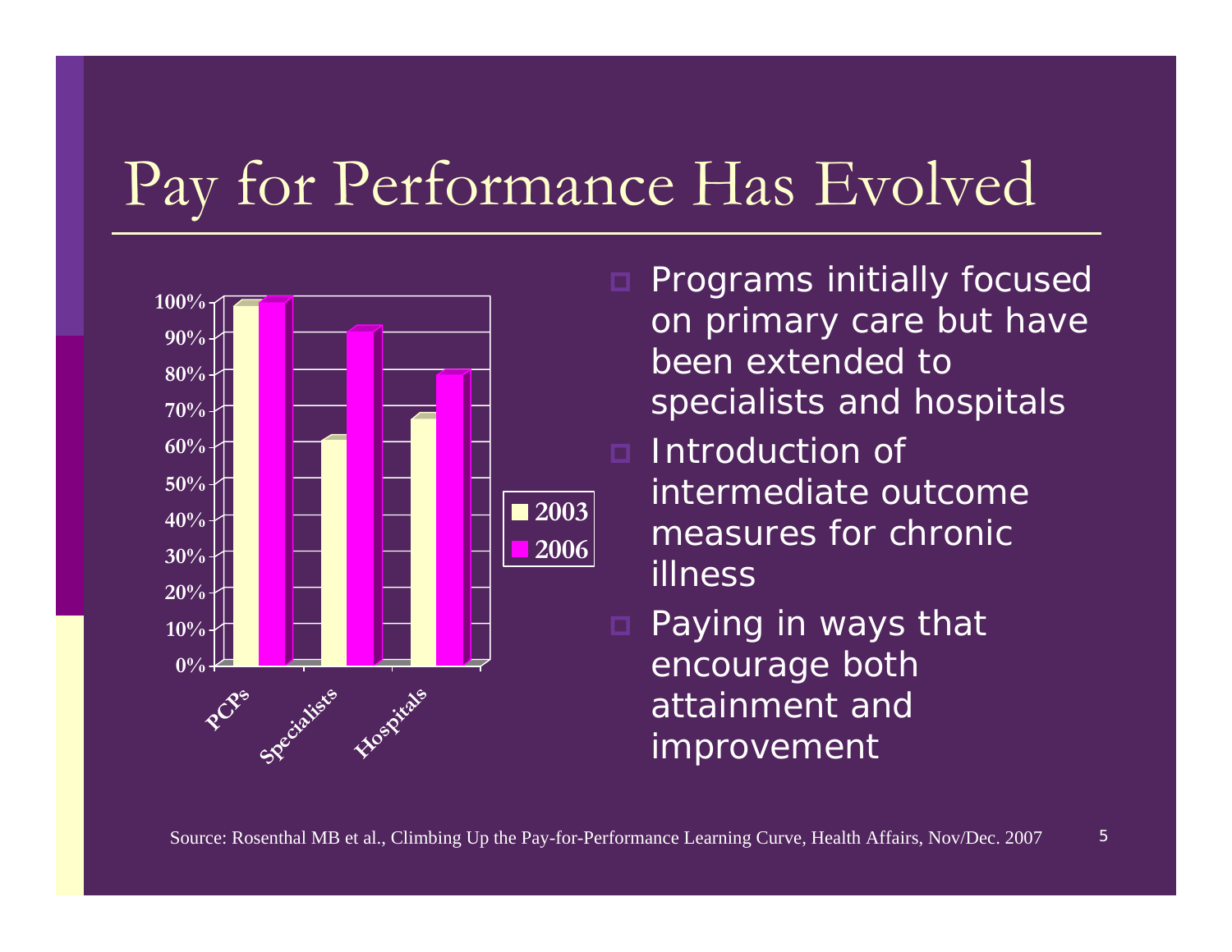# Pay for Performance Has Evolved

100%
90%
80%
70%
60%
50%
40%
30%
20%
10%
0%

PCPs
Specialists
Hospitals

2003
2006

- Programs initially focused on primary care but have been extended to specialists and hospitals
- Introduction of intermediate outcome measures for chronic illness
- Paying in ways that encourage both attainment and improvement

Source: Rosenthal MB et al., Climbing Up the Pay-for-Performance Learning Curve, Health Affairs, Nov/Dec. 2007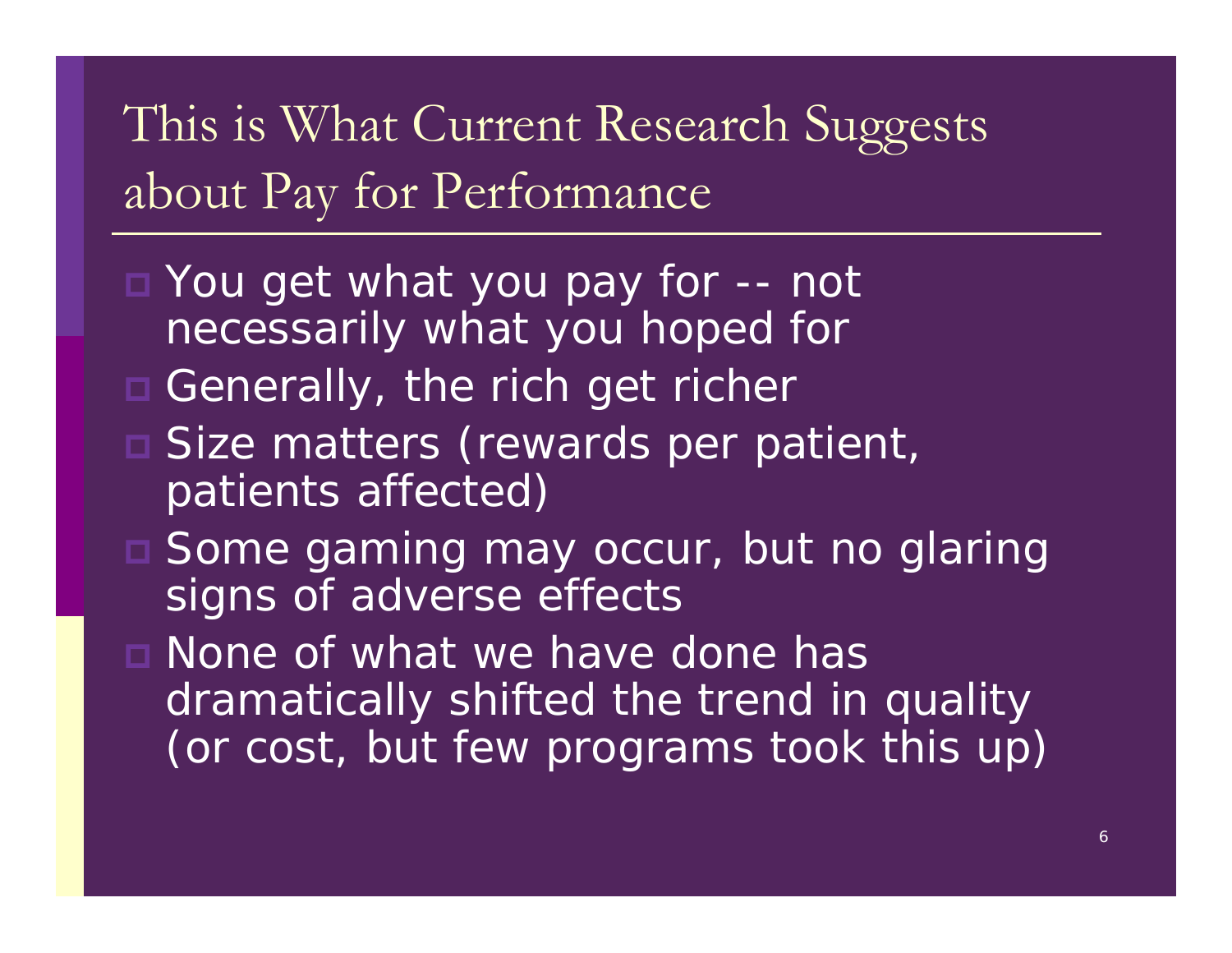# This is What Current Research Suggests about Pay for Performance

- You get what you pay for -- not necessarily what you hoped for
- Generally, the rich get richer
- Size matters (rewards per patient, patients affected)
- Some gaming may occur, but no glaring signs of adverse effects
- None of what we have done has dramatically shifted the trend in quality (or cost, but few programs took this up)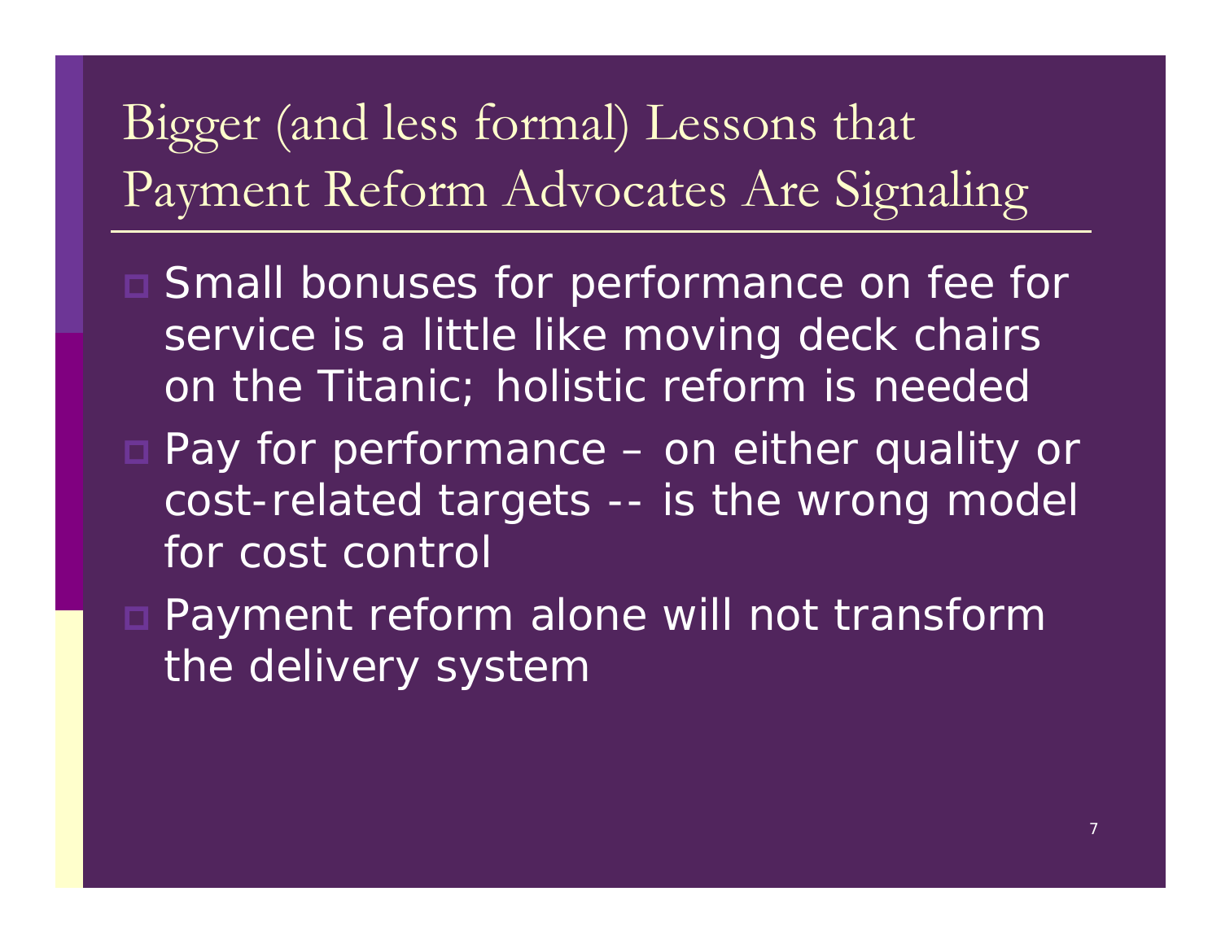# Bigger (and less formal) Lessons that Payment Reform Advocates Are Signaling

- Small bonuses for performance on fee for service is a little like moving deck chairs on the Titanic; holistic reform is needed
- Pay for performance – on either quality or cost-related targets -- is the wrong model for cost control
- Payment reform alone will not transform the delivery system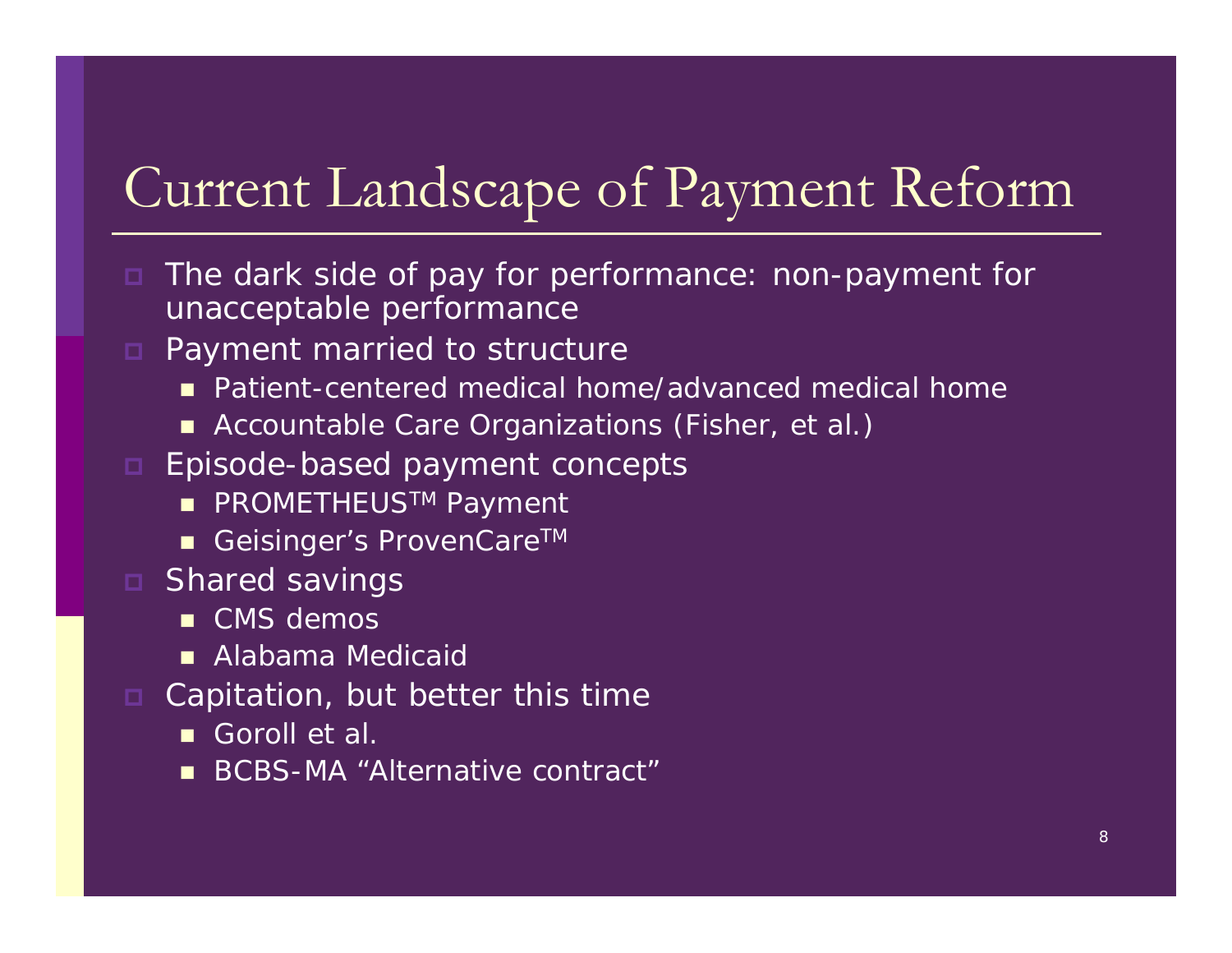# Current Landscape of Payment Reform

- The dark side of pay for performance: non-payment for unacceptable performance
- Payment married to structure
  - Patient-centered medical home/advanced medical home
  - Accountable Care Organizations (Fisher, et al.)
- Episode-based payment concepts
  - PROMETHEUS™ Payment
  - Geisinger's ProvenCare™
- Shared savings
  - CMS demos
  - Alabama Medicaid
- Capitation, but better this time
  - Goroll et al.
  - BCBS-MA "Alternative contract"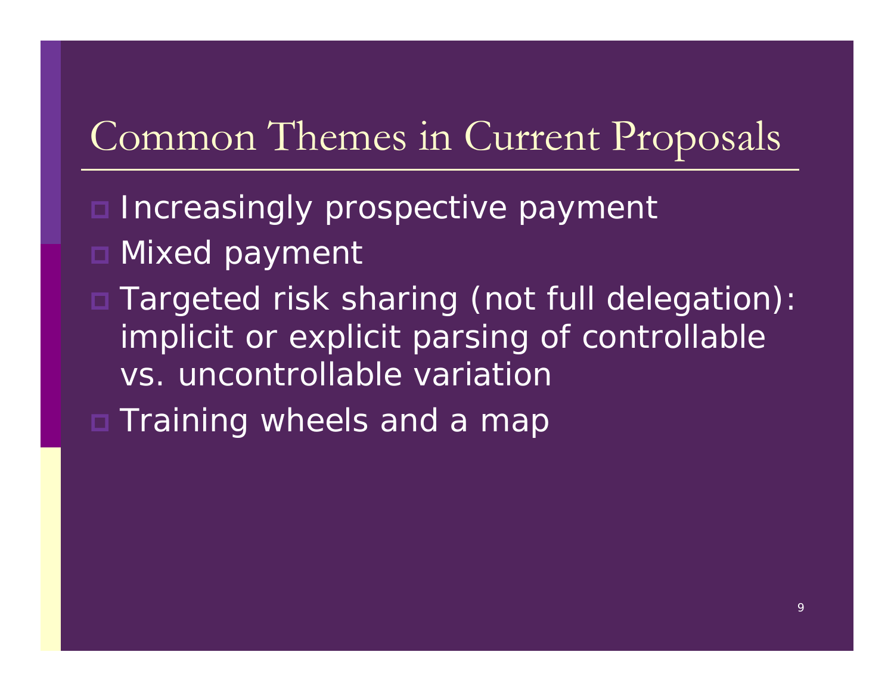# Common Themes in Current Proposals

- Increasingly prospective payment
- Mixed payment
- Targeted risk sharing (not full delegation): implicit or explicit parsing of controllable vs. uncontrollable variation
- Training wheels and a map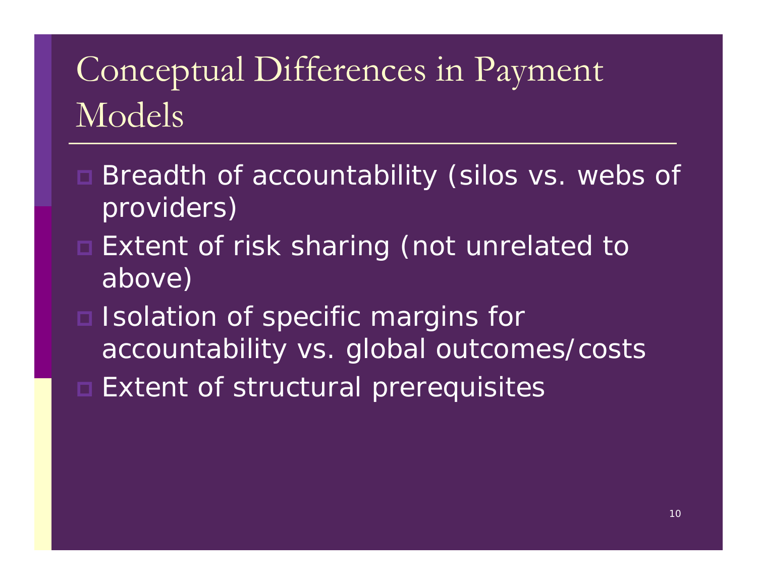# Conceptual Differences in Payment Models

- Breadth of accountability (silos vs. webs of providers)
- Extent of risk sharing (not unrelated to above)
- Isolation of specific margins for accountability vs. global outcomes/costs
- Extent of structural prerequisites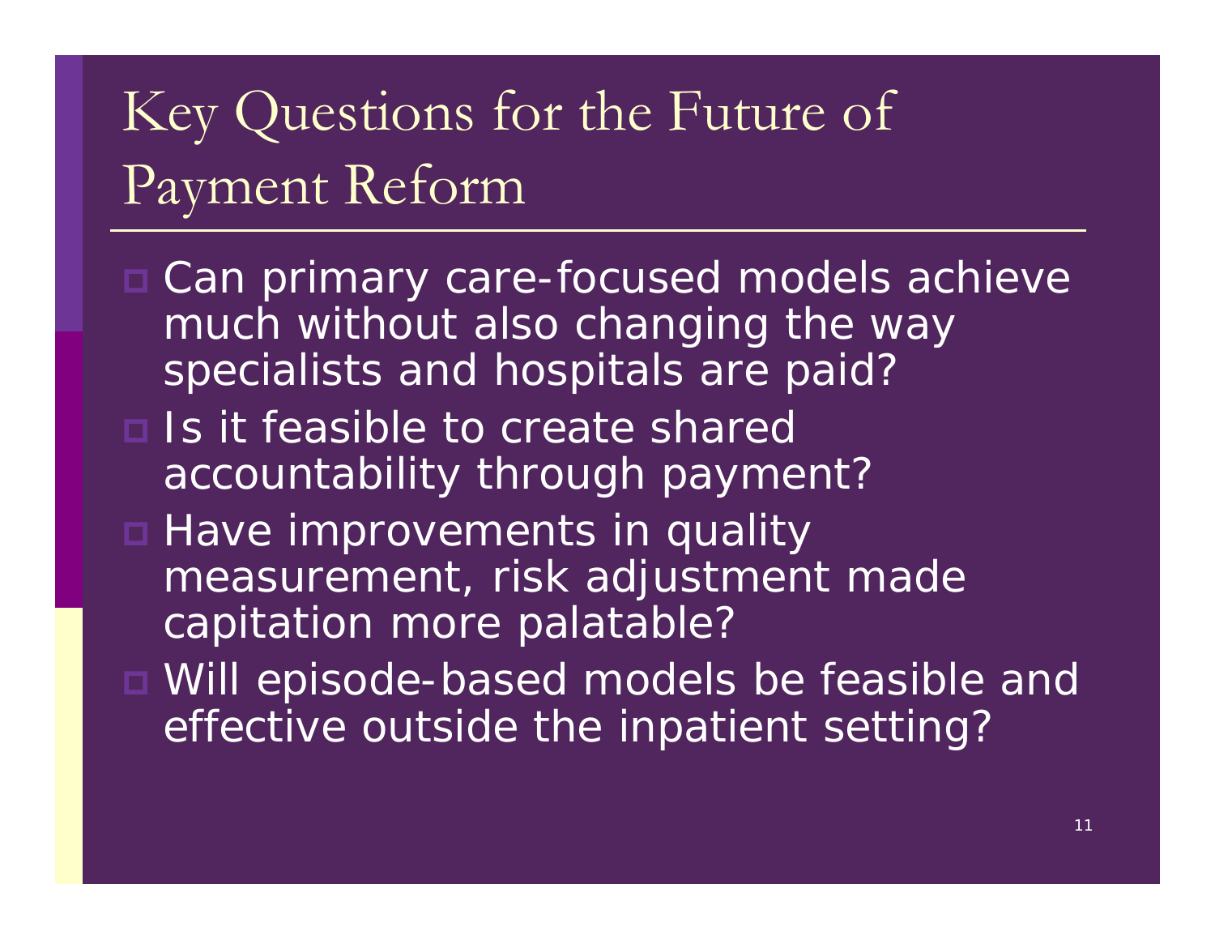# Key Questions for the Future of Payment Reform

- Can primary care-focused models achieve much without also changing the way specialists and hospitals are paid?
- Is it feasible to create shared accountability through payment?
- Have improvements in quality measurement, risk adjustment made capitation more palatable?
- Will episode-based models be feasible and effective outside the inpatient setting?